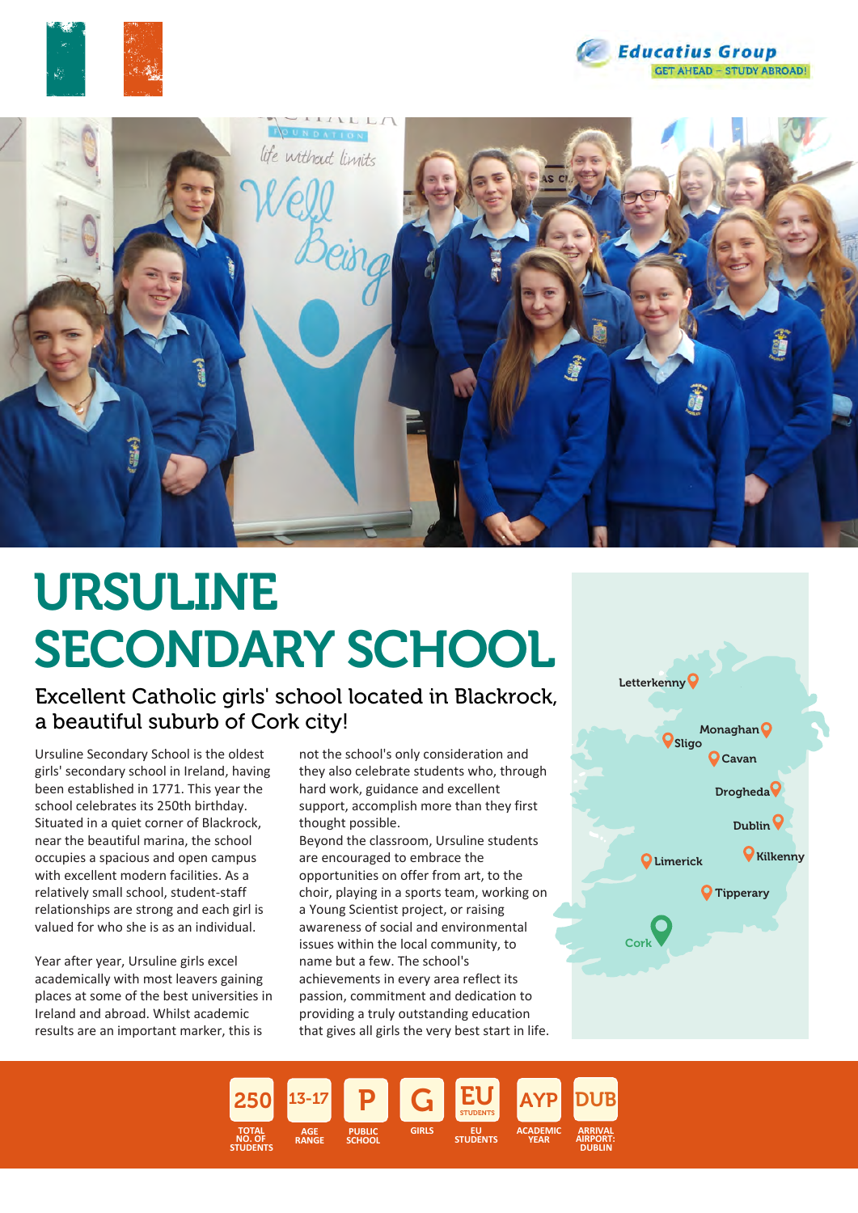# URSULINE SECONDARY SCHOOL

## Excellent Catholic girls' school located in Blackrock, a beautiful suburb of Cork city!

Ursuline Secondary School is the oldest girls' secondary school in Ireland, having been established in 1771. This year the school celebrates its 250th birthday. Situated in a quiet corner of Blackrock, near the beautiful marina, the school occupies a spacious and open campus with excellent modern facilities. As a relatively small school, student-staff relationships are strong and each girl is valued for who she is as an individual.

Year after year, Ursuline girls excel academically with most leavers gaining places at some of the best universities in Ireland and abroad. Whilst academic results are an important marker, this is not the school's only consideration and they also celebrate students who, through hard work, guidance and excellent support, accomplish more than they first thought possible.

Beyond the classroom, Ursuline students are encouraged to embrace the opportunities on offer from art, to the choir, playing in a sports team, working on a Young Scientist project, or raising awareness of social and environmental issues within the local community, to name but a few. The school's achievements in every area reflect its passion, commitment and dedication to providing a truly outstanding education that gives all girls the very best start in life.

| 250 | 13-17 | P | G | EU | AYP | DUB |
|---|---|---|---|---|---|---|
| TOTAL NO. OF STUDENTS | AGE RANGE | PUBLIC SCHOOL | GIRLS | EU STUDENTS | ACADEMIC YEAR | ARRIVAL AIRPORT: DUBLIN |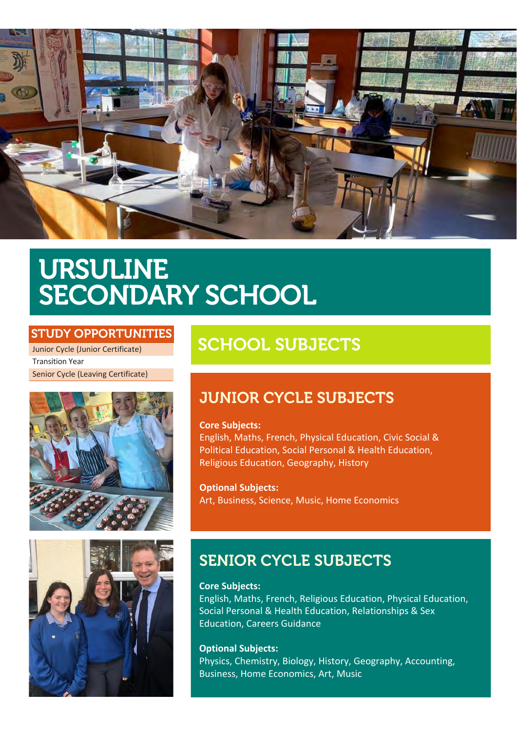# URSULINE SECONDARY SCHOOL

## STUDY OPPORTUNITIES

- Junior Cycle (Junior Certificate)
- Transition Year
- Senior Cycle (Leaving Certificate)

## SCHOOL SUBJECTS

### JUNIOR CYCLE SUBJECTS

**Core Subjects:**
English, Maths, French, Physical Education, Civic Social & Political Education, Social Personal & Health Education, Religious Education, Geography, History

**Optional Subjects:**
Art, Business, Science, Music, Home Economics

### SENIOR CYCLE SUBJECTS

**Core Subjects:**
English, Maths, French, Religious Education, Physical Education, Social Personal & Health Education, Relationships & Sex Education, Careers Guidance

**Optional Subjects:**
Physics, Chemistry, Biology, History, Geography, Accounting, Business, Home Economics, Art, Music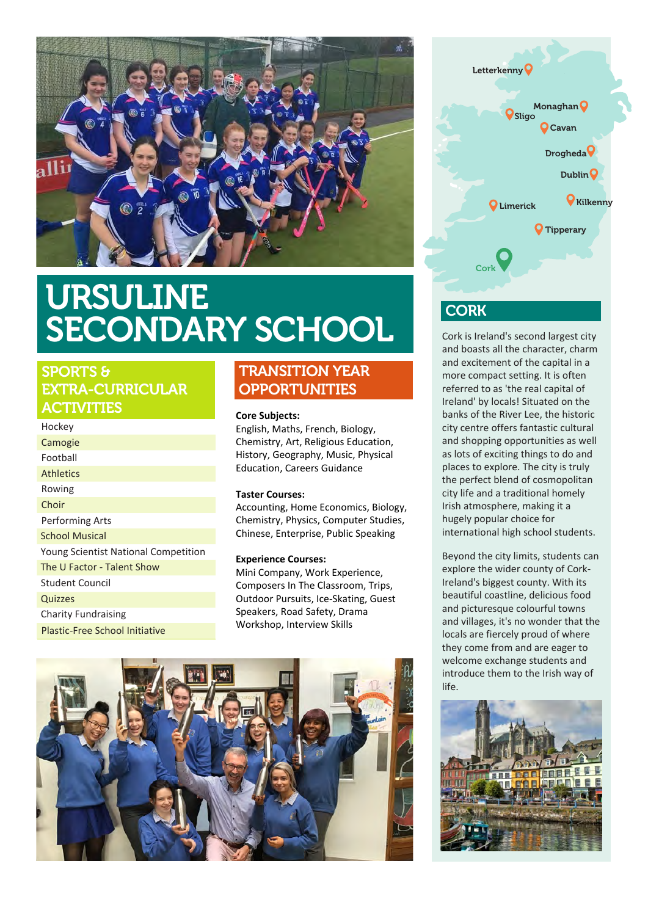# URSULINE SECONDARY SCHOOL

## SPORTS & EXTRA-CURRICULAR ACTIVITIES

- Hockey
- Camogie
- Football
- Athletics
- Rowing
- Choir
- Performing Arts
- School Musical
- Young Scientist National Competition
- The U Factor - Talent Show
- Student Council
- Quizzes
- Charity Fundraising
- Plastic-Free School Initiative

## TRANSITION YEAR OPPORTUNITIES

**Core Subjects:**
English, Maths, French, Biology, Chemistry, Art, Religious Education, History, Geography, Music, Physical Education, Careers Guidance

**Taster Courses:**
Accounting, Home Economics, Biology, Chemistry, Physics, Computer Studies, Chinese, Enterprise, Public Speaking

**Experience Courses:**
Mini Company, Work Experience, Composers In The Classroom, Trips, Outdoor Pursuits, Ice-Skating, Guest Speakers, Road Safety, Drama Workshop, Interview Skills

Letterkenny
Monaghan
Sligo
Cavan
Drogheda
Dublin
Limerick
Kilkenny
Tipperary
Cork

## CORK

Cork is Ireland's second largest city and boasts all the character, charm and excitement of the capital in a more compact setting. It is often referred to as 'the real capital of Ireland' by locals! Situated on the banks of the River Lee, the historic city centre offers fantastic cultural and shopping opportunities as well as lots of exciting things to do and places to explore. The city is truly the perfect blend of cosmopolitan city life and a traditional homely Irish atmosphere, making it a hugely popular choice for international high school students.

Beyond the city limits, students can explore the wider county of Cork-Ireland's biggest county. With its beautiful coastline, delicious food and picturesque colourful towns and villages, it's no wonder that the locals are fiercely proud of where they come from and are eager to welcome exchange students and introduce them to the Irish way of life.